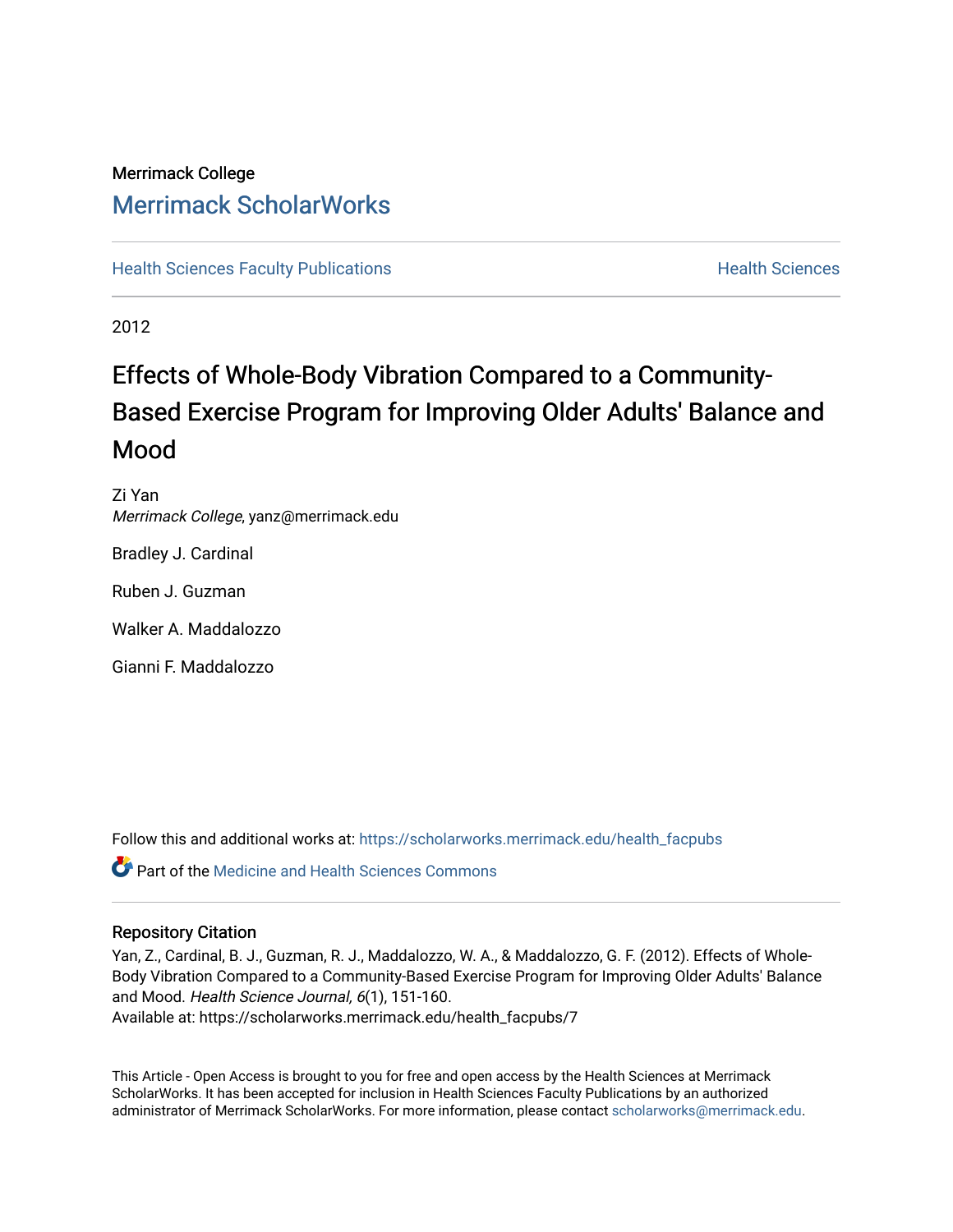Merrimack College

# Merrimack ScholarWorks

Health Sciences Faculty Publications | Health Sciences

2012

# Effects of Whole-Body Vibration Compared to a Community-Based Exercise Program for Improving Older Adults' Balance and Mood

Zi Yan
*Merrimack College*, yanz@merrimack.edu

Bradley J. Cardinal

Ruben J. Guzman

Walker A. Maddalozzo

Gianni F. Maddalozzo

Follow this and additional works at: https://scholarworks.merrimack.edu/health_facpubs

Part of the Medicine and Health Sciences Commons

## Repository Citation

Yan, Z., Cardinal, B. J., Guzman, R. J., Maddalozzo, W. A., & Maddalozzo, G. F. (2012). Effects of Whole-Body Vibration Compared to a Community-Based Exercise Program for Improving Older Adults' Balance and Mood. *Health Science Journal, 6*(1), 151-160.
Available at: https://scholarworks.merrimack.edu/health_facpubs/7

This Article - Open Access is brought to you for free and open access by the Health Sciences at Merrimack ScholarWorks. It has been accepted for inclusion in Health Sciences Faculty Publications by an authorized administrator of Merrimack ScholarWorks. For more information, please contact scholarworks@merrimack.edu.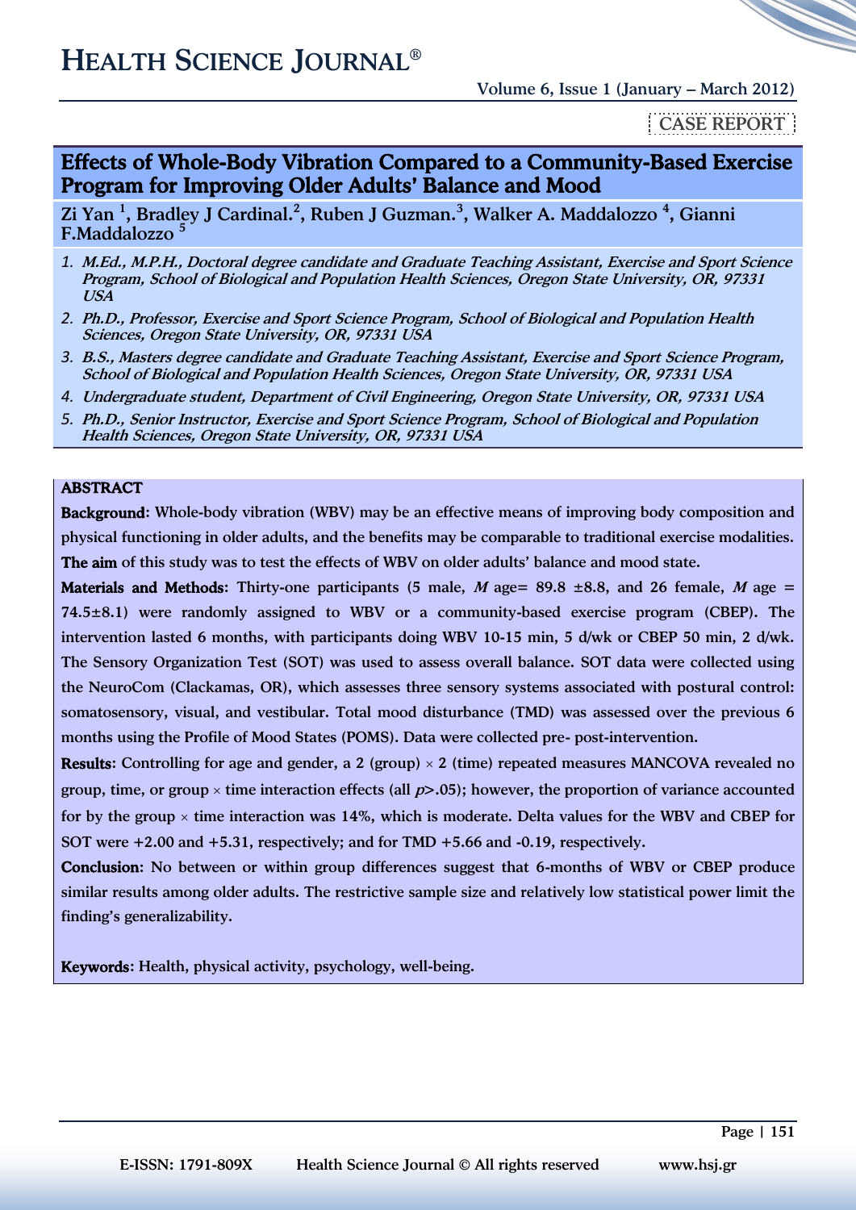CASE REPORT

# Effects of Whole-Body Vibration Compared to a Community-Based Exercise Program for Improving Older Adults' Balance and Mood

**Zi Yan [1], Bradley J Cardinal.[2], Ruben J Guzman.[3], Walker A. Maddalozzo [4], Gianni F.Maddalozzo [5]**

1. *M.Ed., M.P.H., Doctoral degree candidate and Graduate Teaching Assistant, Exercise and Sport Science Program, School of Biological and Population Health Sciences, Oregon State University, OR, 97331 USA*
2. *Ph.D., Professor, Exercise and Sport Science Program, School of Biological and Population Health Sciences, Oregon State University, OR, 97331 USA*
3. *B.S., Masters degree candidate and Graduate Teaching Assistant, Exercise and Sport Science Program, School of Biological and Population Health Sciences, Oregon State University, OR, 97331 USA*
4. *Undergraduate student, Department of Civil Engineering, Oregon State University, OR, 97331 USA*
5. *Ph.D., Senior Instructor, Exercise and Sport Science Program, School of Biological and Population Health Sciences, Oregon State University, OR, 97331 USA*

## ABSTRACT

**Background:** Whole-body vibration (WBV) may be an effective means of improving body composition and physical functioning in older adults, and the benefits may be comparable to traditional exercise modalities. **The aim** of this study was to test the effects of WBV on older adults' balance and mood state.

**Materials and Methods:** Thirty-one participants (5 male, *M* age= 89.8 ±8.8, and 26 female, *M* age = 74.5±8.1) were randomly assigned to WBV or a community-based exercise program (CBEP). The intervention lasted 6 months, with participants doing WBV 10-15 min, 5 d/wk or CBEP 50 min, 2 d/wk. The Sensory Organization Test (SOT) was used to assess overall balance. SOT data were collected using the NeuroCom (Clackamas, OR), which assesses three sensory systems associated with postural control: somatosensory, visual, and vestibular. Total mood disturbance (TMD) was assessed over the previous 6 months using the Profile of Mood States (POMS). Data were collected pre- post-intervention.

**Results:** Controlling for age and gender, a 2 (group) × 2 (time) repeated measures MANCOVA revealed no group, time, or group × time interaction effects (all $p$>.05); however, the proportion of variance accounted for by the group × time interaction was 14%, which is moderate. Delta values for the WBV and CBEP for SOT were +2.00 and +5.31, respectively; and for TMD +5.66 and -0.19, respectively.

**Conclusion:** No between or within group differences suggest that 6-months of WBV or CBEP produce similar results among older adults. The restrictive sample size and relatively low statistical power limit the finding's generalizability.

**Keywords:** Health, physical activity, psychology, well-being.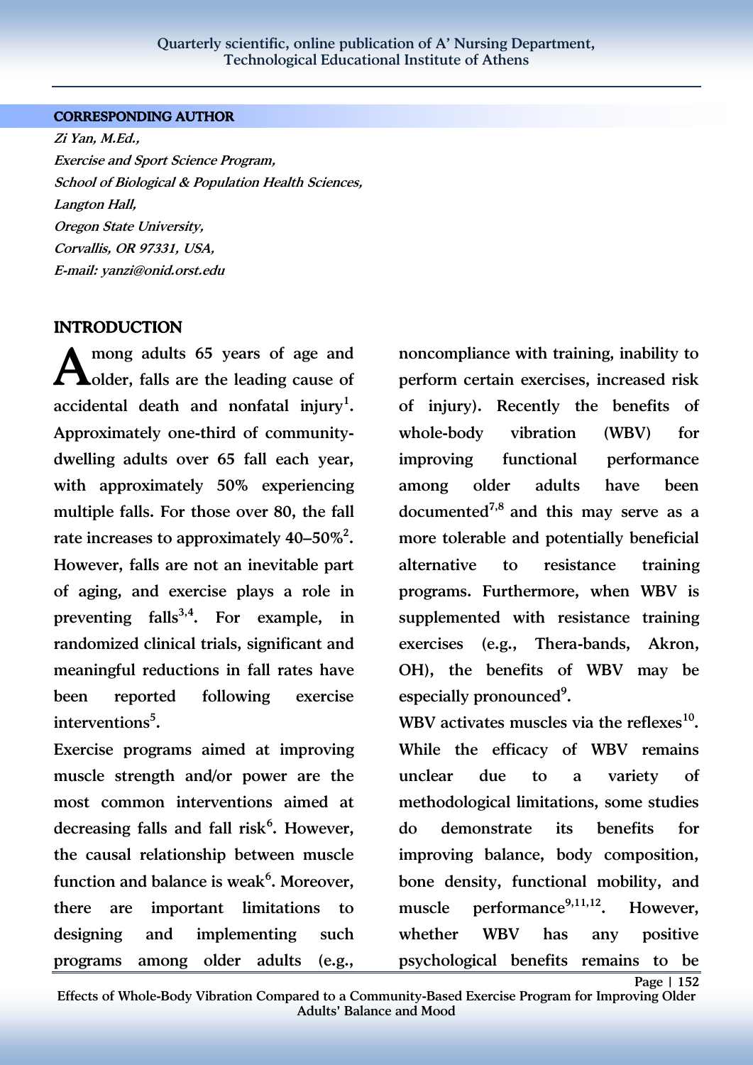## CORRESPONDING AUTHOR

*Zi Yan, M.Ed.,*
*Exercise and Sport Science Program,*
*School of Biological & Population Health Sciences,*
*Langton Hall,*
*Oregon State University,*
*Corvallis, OR 97331, USA,*
*E-mail: yanzi@onid.orst.edu*

## INTRODUCTION

Among adults 65 years of age and older, falls are the leading cause of accidental death and nonfatal injury[1]. Approximately one-third of community-dwelling adults over 65 fall each year, with approximately 50% experiencing multiple falls. For those over 80, the fall rate increases to approximately 40–50%[2]. However, falls are not an inevitable part of aging, and exercise plays a role in preventing falls[3,4]. For example, in randomized clinical trials, significant and meaningful reductions in fall rates have been reported following exercise interventions[5].

Exercise programs aimed at improving muscle strength and/or power are the most common interventions aimed at decreasing falls and fall risk[6]. However, the causal relationship between muscle function and balance is weak[6]. Moreover, there are important limitations to designing and implementing such programs among older adults (e.g., noncompliance with training, inability to perform certain exercises, increased risk of injury). Recently the benefits of whole-body vibration (WBV) for improving functional performance among older adults have been documented[7,8] and this may serve as a more tolerable and potentially beneficial alternative to resistance training programs. Furthermore, when WBV is supplemented with resistance training exercises (e.g., Thera-bands, Akron, OH), the benefits of WBV may be especially pronounced[9].

WBV activates muscles via the reflexes[10]. While the efficacy of WBV remains unclear due to a variety of methodological limitations, some studies do demonstrate its benefits for improving balance, body composition, bone density, functional mobility, and muscle performance[9,11,12]. However, whether WBV has any positive psychological benefits remains to be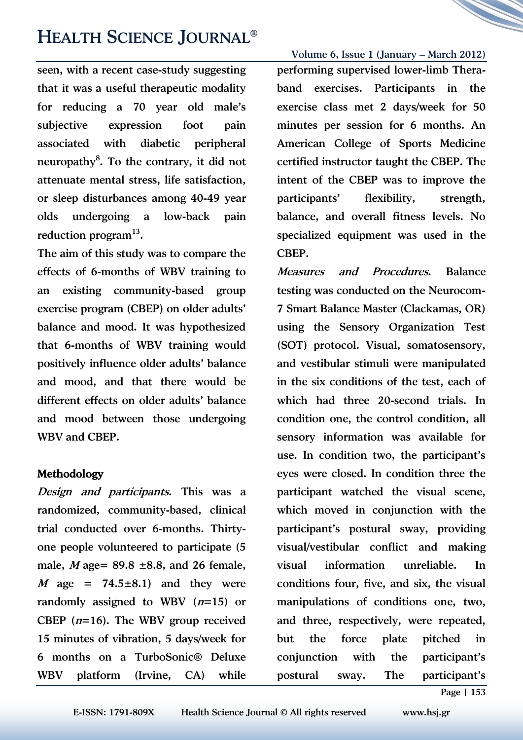seen, with a recent case-study suggesting that it was a useful therapeutic modality for reducing a 70 year old male's subjective expression foot pain associated with diabetic peripheral neuropathy[8]. To the contrary, it did not attenuate mental stress, life satisfaction, or sleep disturbances among 40-49 year olds undergoing a low-back pain reduction program[13].

The aim of this study was to compare the effects of 6-months of WBV training to an existing community-based group exercise program (CBEP) on older adults' balance and mood. It was hypothesized that 6-months of WBV training would positively influence older adults' balance and mood, and that there would be different effects on older adults' balance and mood between those undergoing WBV and CBEP.

## Methodology

*Design and participants*. This was a randomized, community-based, clinical trial conducted over 6-months. Thirty-one people volunteered to participate (5 male, $M$ age= 89.8 ±8.8, and 26 female, $M$ age = 74.5±8.1) and they were randomly assigned to WBV ($n$=15) or CBEP ($n$=16). The WBV group received 15 minutes of vibration, 5 days/week for 6 months on a TurboSonic® Deluxe WBV platform (Irvine, CA) while performing supervised lower-limb Thera-band exercises. Participants in the exercise class met 2 days/week for 50 minutes per session for 6 months. An American College of Sports Medicine certified instructor taught the CBEP. The intent of the CBEP was to improve the participants' flexibility, strength, balance, and overall fitness levels. No specialized equipment was used in the CBEP.

*Measures and Procedures*. Balance testing was conducted on the Neurocom-7 Smart Balance Master (Clackamas, OR) using the Sensory Organization Test (SOT) protocol. Visual, somatosensory, and vestibular stimuli were manipulated in the six conditions of the test, each of which had three 20-second trials. In condition one, the control condition, all sensory information was available for use. In condition two, the participant's eyes were closed. In condition three the participant watched the visual scene, which moved in conjunction with the participant's postural sway, providing visual/vestibular conflict and making visual information unreliable. In conditions four, five, and six, the visual manipulations of conditions one, two, and three, respectively, were repeated, but the force plate pitched in conjunction with the participant's postural sway. The participant's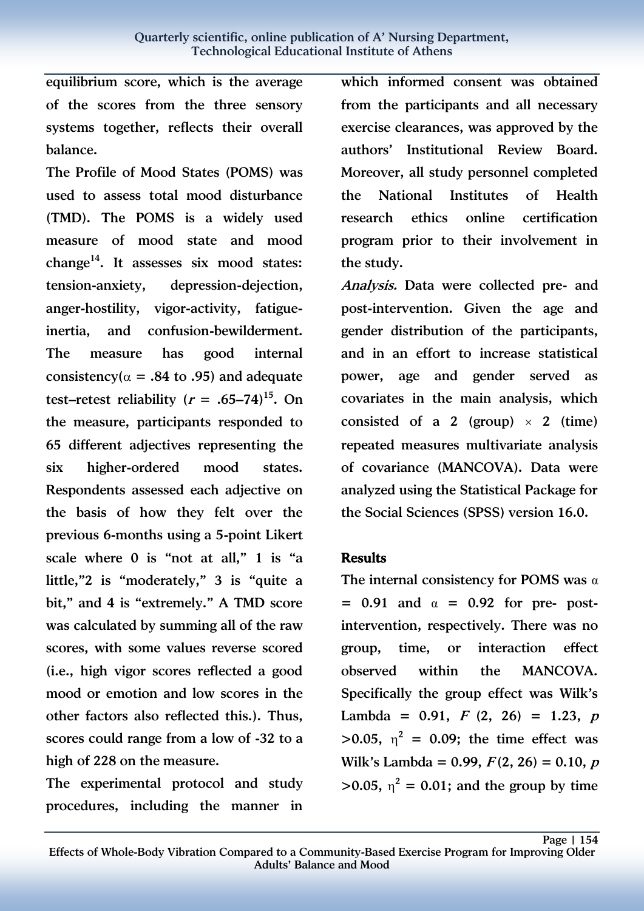equilibrium score, which is the average of the scores from the three sensory systems together, reflects their overall balance.

The Profile of Mood States (POMS) was used to assess total mood disturbance (TMD). The POMS is a widely used measure of mood state and mood change[14]. It assesses six mood states: tension-anxiety, depression-dejection, anger-hostility, vigor-activity, fatigue-inertia, and confusion-bewilderment. The measure has good internal consistency($\alpha$ = .84 to .95) and adequate test–retest reliability ($r$ = .65–74)[15]. On the measure, participants responded to 65 different adjectives representing the six higher-ordered mood states. Respondents assessed each adjective on the basis of how they felt over the previous 6-months using a 5-point Likert scale where 0 is "not at all," 1 is "a little,"2 is "moderately," 3 is "quite a bit," and 4 is "extremely." A TMD score was calculated by summing all of the raw scores, with some values reverse scored (i.e., high vigor scores reflected a good mood or emotion and low scores in the other factors also reflected this.). Thus, scores could range from a low of -32 to a high of 228 on the measure.

The experimental protocol and study procedures, including the manner in which informed consent was obtained from the participants and all necessary exercise clearances, was approved by the authors' Institutional Review Board. Moreover, all study personnel completed the National Institutes of Health research ethics online certification program prior to their involvement in the study.

***Analysis.*** Data were collected pre- and post-intervention. Given the age and gender distribution of the participants, and in an effort to increase statistical power, age and gender served as covariates in the main analysis, which consisted of a 2 (group) $\times$ 2 (time) repeated measures multivariate analysis of covariance (MANCOVA). Data were analyzed using the Statistical Package for the Social Sciences (SPSS) version 16.0.

## Results

The internal consistency for POMS was $\alpha$ = 0.91 and $\alpha$ = 0.92 for pre- post-intervention, respectively. There was no group, time, or interaction effect observed within the MANCOVA. Specifically the group effect was Wilk's Lambda = 0.91, $F$ (2, 26) = 1.23, $p$ >0.05, $\eta^2$ = 0.09; the time effect was Wilk's Lambda = 0.99, $F$(2, 26) = 0.10, $p$ >0.05, $\eta^2$ = 0.01; and the group by time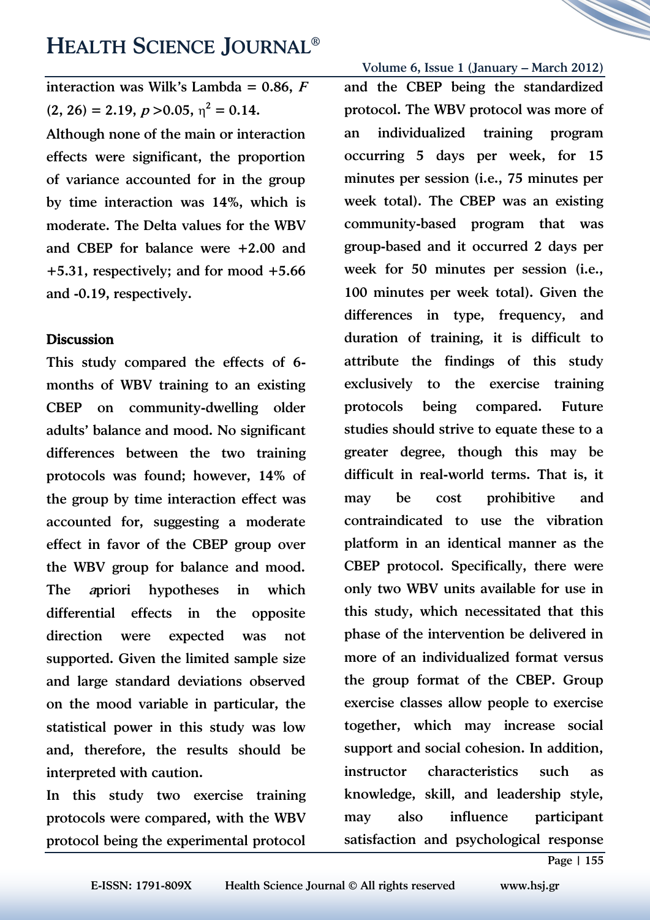interaction was Wilk's Lambda = 0.86, $F_{(2, 26)} = 2.19$, $p > 0.05$, $\eta^2 = 0.14$.

Although none of the main or interaction effects were significant, the proportion of variance accounted for in the group by time interaction was 14%, which is moderate. The Delta values for the WBV and CBEP for balance were +2.00 and +5.31, respectively; and for mood +5.66 and -0.19, respectively.

## Discussion

This study compared the effects of 6-months of WBV training to an existing CBEP on community-dwelling older adults' balance and mood. No significant differences between the two training protocols was found; however, 14% of the group by time interaction effect was accounted for, suggesting a moderate effect in favor of the CBEP group over the WBV group for balance and mood. The *a*priori hypotheses in which differential effects in the opposite direction were expected was not supported. Given the limited sample size and large standard deviations observed on the mood variable in particular, the statistical power in this study was low and, therefore, the results should be interpreted with caution.

In this study two exercise training protocols were compared, with the WBV protocol being the experimental protocol and the CBEP being the standardized protocol. The WBV protocol was more of an individualized training program occurring 5 days per week, for 15 minutes per session (i.e., 75 minutes per week total). The CBEP was an existing community-based program that was group-based and it occurred 2 days per week for 50 minutes per session (i.e., 100 minutes per week total). Given the differences in type, frequency, and duration of training, it is difficult to attribute the findings of this study exclusively to the exercise training protocols being compared. Future studies should strive to equate these to a greater degree, though this may be difficult in real-world terms. That is, it may be cost prohibitive and contraindicated to use the vibration platform in an identical manner as the CBEP protocol. Specifically, there were only two WBV units available for use in this study, which necessitated that this phase of the intervention be delivered in more of an individualized format versus the group format of the CBEP. Group exercise classes allow people to exercise together, which may increase social support and social cohesion. In addition, instructor characteristics such as knowledge, skill, and leadership style, may also influence participant satisfaction and psychological response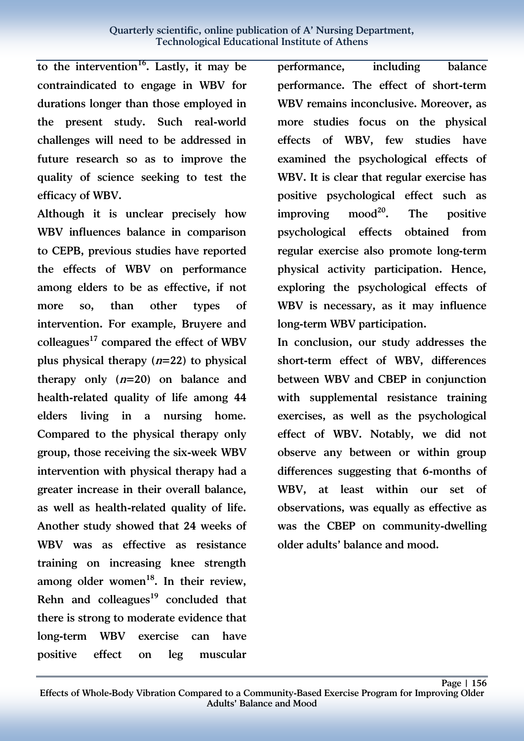to the intervention[16]. Lastly, it may be contraindicated to engage in WBV for durations longer than those employed in the present study. Such real-world challenges will need to be addressed in future research so as to improve the quality of science seeking to test the efficacy of WBV.

Although it is unclear precisely how WBV influences balance in comparison to CEPB, previous studies have reported the effects of WBV on performance among elders to be as effective, if not more so, than other types of intervention. For example, Bruyere and colleagues[17] compared the effect of WBV plus physical therapy (*n*=22) to physical therapy only (*n*=20) on balance and health-related quality of life among 44 elders living in a nursing home. Compared to the physical therapy only group, those receiving the six-week WBV intervention with physical therapy had a greater increase in their overall balance, as well as health-related quality of life. Another study showed that 24 weeks of WBV was as effective as resistance training on increasing knee strength among older women[18]. In their review, Rehn and colleagues[19] concluded that there is strong to moderate evidence that long-term WBV exercise can have positive effect on leg muscular performance, including balance performance. The effect of short-term WBV remains inconclusive. Moreover, as more studies focus on the physical effects of WBV, few studies have examined the psychological effects of WBV. It is clear that regular exercise has positive psychological effect such as improving mood[20]. The positive psychological effects obtained from regular exercise also promote long-term physical activity participation. Hence, exploring the psychological effects of WBV is necessary, as it may influence long-term WBV participation.

In conclusion, our study addresses the short-term effect of WBV, differences between WBV and CBEP in conjunction with supplemental resistance training exercises, as well as the psychological effect of WBV. Notably, we did not observe any between or within group differences suggesting that 6-months of WBV, at least within our set of observations, was equally as effective as was the CBEP on community-dwelling older adults' balance and mood.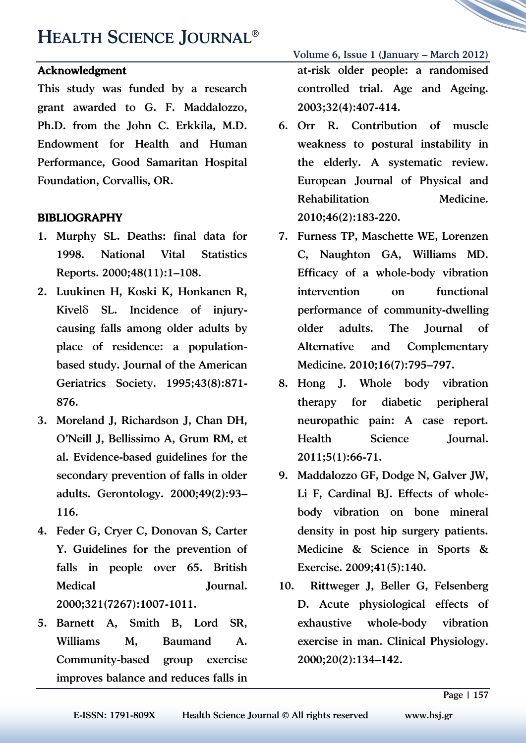## Acknowledgment

This study was funded by a research grant awarded to G. F. Maddalozzo, Ph.D. from the John C. Erkkila, M.D. Endowment for Health and Human Performance, Good Samaritan Hospital Foundation, Corvallis, OR.

## BIBLIOGRAPHY

1. Murphy SL. Deaths: final data for 1998. National Vital Statistics Reports. 2000;48(11):1–108.
2. Luukinen H, Koski K, Honkanen R, Kivelδ SL. Incidence of injury-causing falls among older adults by place of residence: a population-based study. Journal of the American Geriatrics Society. 1995;43(8):871-876.
3. Moreland J, Richardson J, Chan DH, O'Neill J, Bellissimo A, Grum RM, et al. Evidence-based guidelines for the secondary prevention of falls in older adults. Gerontology. 2000;49(2):93–116.
4. Feder G, Cryer C, Donovan S, Carter Y. Guidelines for the prevention of falls in people over 65. British Medical Journal. 2000;321(7267):1007-1011.
5. Barnett A, Smith B, Lord SR, Williams M, Baumand A. Community-based group exercise improves balance and reduces falls in at-risk older people: a randomised controlled trial. Age and Ageing. 2003;32(4):407-414.
6. Orr R. Contribution of muscle weakness to postural instability in the elderly. A systematic review. European Journal of Physical and Rehabilitation Medicine. 2010;46(2):183-220.
7. Furness TP, Maschette WE, Lorenzen C, Naughton GA, Williams MD. Efficacy of a whole-body vibration intervention on functional performance of community-dwelling older adults. The Journal of Alternative and Complementary Medicine. 2010;16(7):795–797.
8. Hong J. Whole body vibration therapy for diabetic peripheral neuropathic pain: A case report. Health Science Journal. 2011;5(1):66-71.
9. Maddalozzo GF, Dodge N, Galver JW, Li F, Cardinal BJ. Effects of whole-body vibration on bone mineral density in post hip surgery patients. Medicine & Science in Sports & Exercise. 2009;41(5):140.
10. Rittweger J, Beller G, Felsenberg D. Acute physiological effects of exhaustive whole-body vibration exercise in man. Clinical Physiology. 2000;20(2):134–142.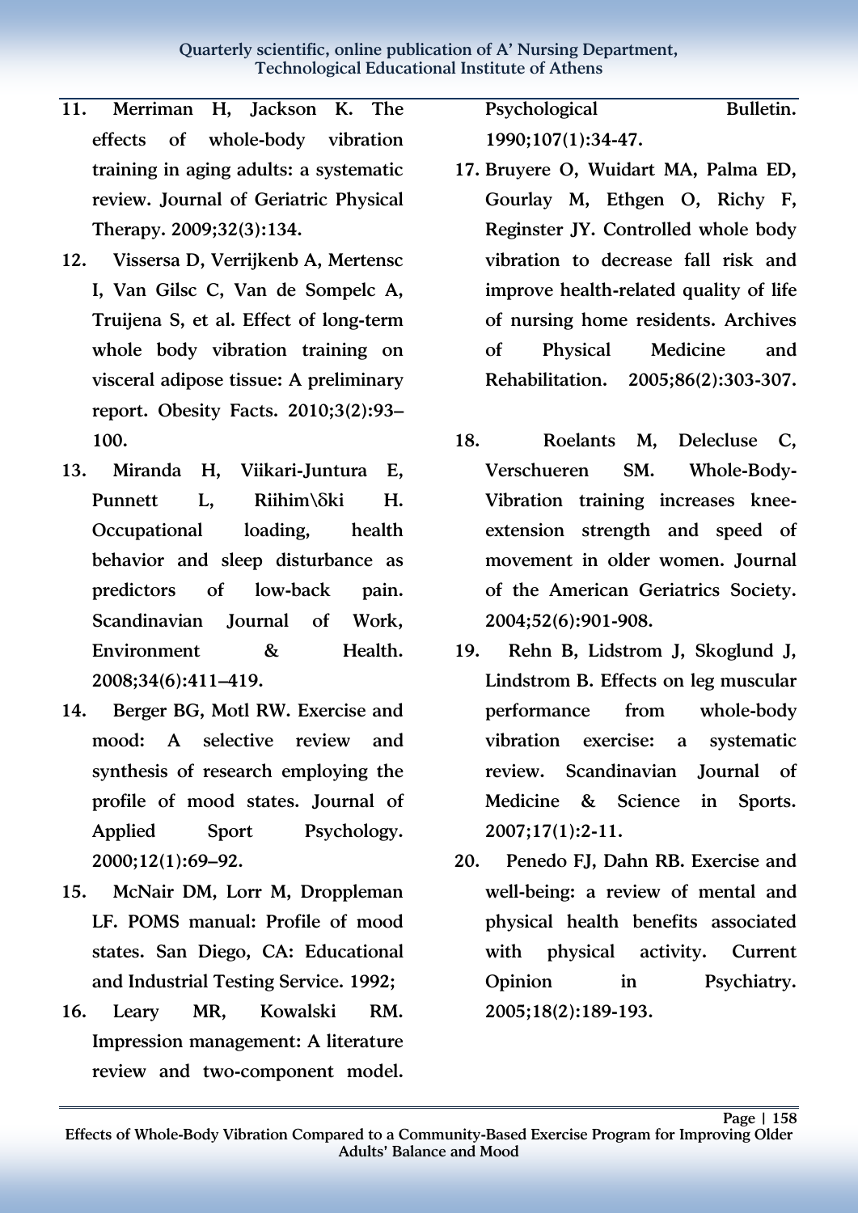11. Merriman H, Jackson K. The effects of whole-body vibration training in aging adults: a systematic review. Journal of Geriatric Physical Therapy. 2009;32(3):134.
12. Vissersa D, Verrijkenb A, Mertensc I, Van Gilsc C, Van de Sompelc A, Truijena S, et al. Effect of long-term whole body vibration training on visceral adipose tissue: A preliminary report. Obesity Facts. 2010;3(2):93–100.
13. Miranda H, Viikari-Juntura E, Punnett L, Riihim\δki H. Occupational loading, health behavior and sleep disturbance as predictors of low-back pain. Scandinavian Journal of Work, Environment & Health. 2008;34(6):411–419.
14. Berger BG, Motl RW. Exercise and mood: A selective review and synthesis of research employing the profile of mood states. Journal of Applied Sport Psychology. 2000;12(1):69–92.
15. McNair DM, Lorr M, Droppleman LF. POMS manual: Profile of mood states. San Diego, CA: Educational and Industrial Testing Service. 1992;
16. Leary MR, Kowalski RM. Impression management: A literature review and two-component model. Psychological Bulletin. 1990;107(1):34-47.
17. Bruyere O, Wuidart MA, Palma ED, Gourlay M, Ethgen O, Richy F, Reginster JY. Controlled whole body vibration to decrease fall risk and improve health-related quality of life of nursing home residents. Archives of Physical Medicine and Rehabilitation. 2005;86(2):303-307.
18. Roelants M, Delecluse C, Verschueren SM. Whole-Body-Vibration training increases knee-extension strength and speed of movement in older women. Journal of the American Geriatrics Society. 2004;52(6):901-908.
19. Rehn B, Lidstrom J, Skoglund J, Lindstrom B. Effects on leg muscular performance from whole-body vibration exercise: a systematic review. Scandinavian Journal of Medicine & Science in Sports. 2007;17(1):2-11.
20. Penedo FJ, Dahn RB. Exercise and well-being: a review of mental and physical health benefits associated with physical activity. Current Opinion in Psychiatry. 2005;18(2):189-193.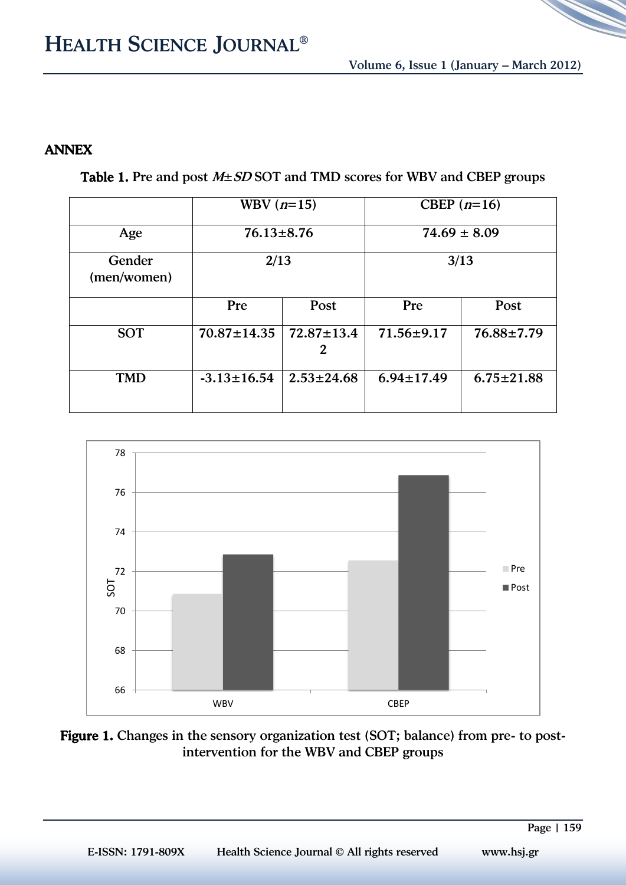## ANNEX

**Table 1.** Pre and post *M±SD* SOT and TMD scores for WBV and CBEP groups

| | WBV (*n*=15) | | CBEP (*n*=16) | |
|---|---|---|---|---|
| Age | 76.13±8.76 | | 74.69 ± 8.09 | |
| Gender (men/women) | 2/13 | | 3/13 | |
| | Pre | Post | Pre | Post |
| SOT | 70.87±14.35 | 72.87±13.42 | 71.56±9.17 | 76.88±7.79 |
| TMD | -3.13±16.54 | 2.53±24.68 | 6.94±17.49 | 6.75±21.88 |

**Figure 1.** Changes in the sensory organization test (SOT; balance) from pre- to post-intervention for the WBV and CBEP groups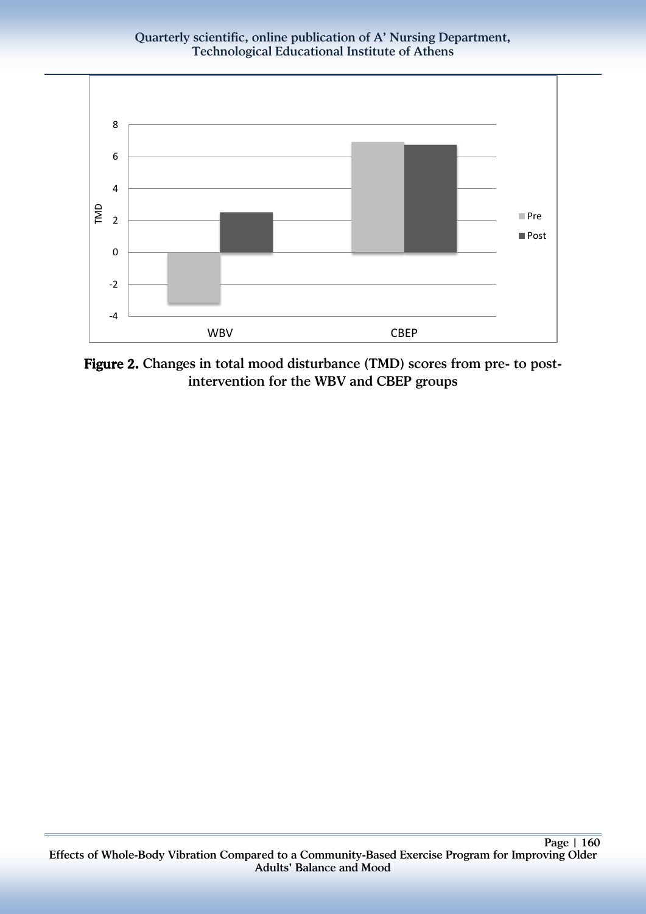8
6
4
2
0
-2
-4

TMD

WBV
CBEP

Pre
Post

**Figure 2.** **Changes in total mood disturbance (TMD) scores from pre- to post-intervention for the WBV and CBEP groups**